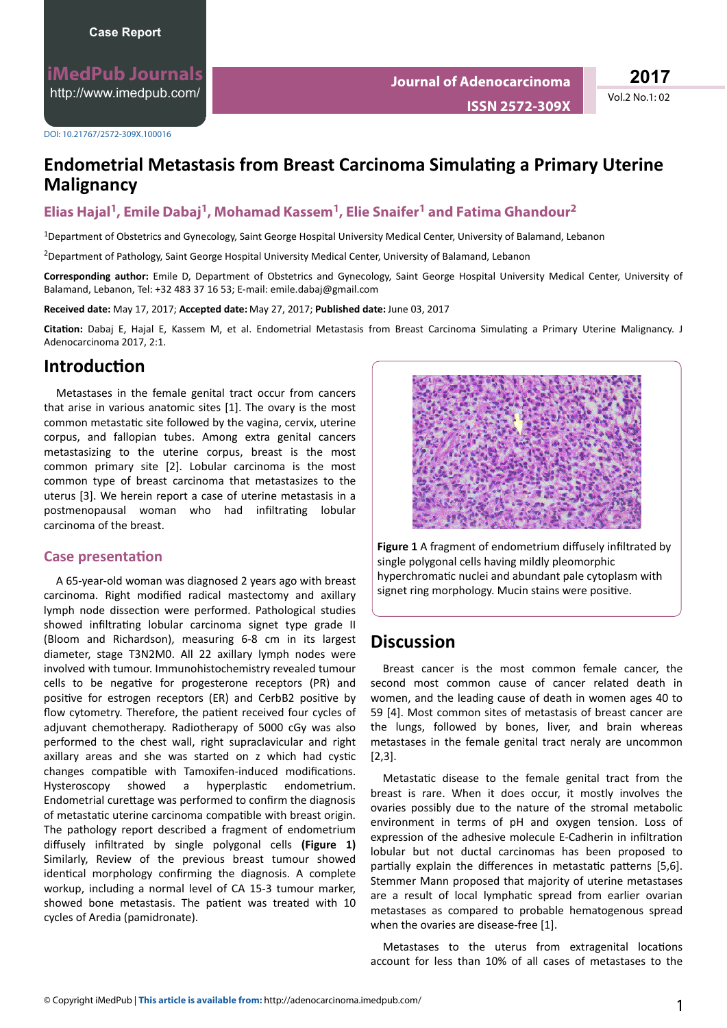Case Report

DOI: 10.21767/2572-309X.100016

# Endometrial Metastasis from Breast Carcinoma Simulating a Primary Uterine Malignancy

**Elias Hajal[1], Emile Dabaj[1], Mohamad Kassem[1], Elie Snaifer[1] and Fatima Ghandour[2]**

[1]Department of Obstetrics and Gynecology, Saint George Hospital University Medical Center, University of Balamand, Lebanon

[2]Department of Pathology, Saint George Hospital University Medical Center, University of Balamand, Lebanon

**Corresponding author:** Emile D, Department of Obstetrics and Gynecology, Saint George Hospital University Medical Center, University of Balamand, Lebanon, Tel: +32 483 37 16 53; E-mail: emile.dabaj@gmail.com

**Received date:** May 17, 2017; **Accepted date:** May 27, 2017; **Published date:** June 03, 2017

**Citation:** Dabaj E, Hajal E, Kassem M, et al. Endometrial Metastasis from Breast Carcinoma Simulating a Primary Uterine Malignancy. J Adenocarcinoma 2017, 2:1.

## Introduction

Metastases in the female genital tract occur from cancers that arise in various anatomic sites [1]. The ovary is the most common metastatic site followed by the vagina, cervix, uterine corpus, and fallopian tubes. Among extra genital cancers metastasizing to the uterine corpus, breast is the most common primary site [2]. Lobular carcinoma is the most common type of breast carcinoma that metastasizes to the uterus [3]. We herein report a case of uterine metastasis in a postmenopausal woman who had infiltrating lobular carcinoma of the breast.

### Case presentation

A 65-year-old woman was diagnosed 2 years ago with breast carcinoma. Right modified radical mastectomy and axillary lymph node dissection were performed. Pathological studies showed infiltrating lobular carcinoma signet type grade II (Bloom and Richardson), measuring 6-8 cm in its largest diameter, stage T3N2M0. All 22 axillary lymph nodes were involved with tumour. Immunohistochemistry revealed tumour cells to be negative for progesterone receptors (PR) and positive for estrogen receptors (ER) and CerbB2 positive by flow cytometry. Therefore, the patient received four cycles of adjuvant chemotherapy. Radiotherapy of 5000 cGy was also performed to the chest wall, right supraclavicular and right axillary areas and she was started on z which had cystic changes compatible with Tamoxifen-induced modifications. Hysteroscopy showed a hyperplastic endometrium. Endometrial curettage was performed to confirm the diagnosis of metastatic uterine carcinoma compatible with breast origin. The pathology report described a fragment of endometrium diffusely infiltrated by single polygonal cells **(Figure 1)** Similarly, Review of the previous breast tumour showed identical morphology confirming the diagnosis. A complete workup, including a normal level of CA 15-3 tumour marker, showed bone metastasis. The patient was treated with 10 cycles of Aredia (pamidronate).

**Figure 1** A fragment of endometrium diffusely infiltrated by single polygonal cells having mildly pleomorphic hyperchromatic nuclei and abundant pale cytoplasm with signet ring morphology. Mucin stains were positive.

## Discussion

Breast cancer is the most common female cancer, the second most common cause of cancer related death in women, and the leading cause of death in women ages 40 to 59 [4]. Most common sites of metastasis of breast cancer are the lungs, followed by bones, liver, and brain whereas metastases in the female genital tract neraly are uncommon [2,3].

Metastatic disease to the female genital tract from the breast is rare. When it does occur, it mostly involves the ovaries possibly due to the nature of the stromal metabolic environment in terms of pH and oxygen tension. Loss of expression of the adhesive molecule E-Cadherin in infiltration lobular but not ductal carcinomas has been proposed to partially explain the differences in metastatic patterns [5,6]. Stemmer Mann proposed that majority of uterine metastases are a result of local lymphatic spread from earlier ovarian metastases as compared to probable hematogenous spread when the ovaries are disease-free [1].

Metastases to the uterus from extragenital locations account for less than 10% of all cases of metastases to the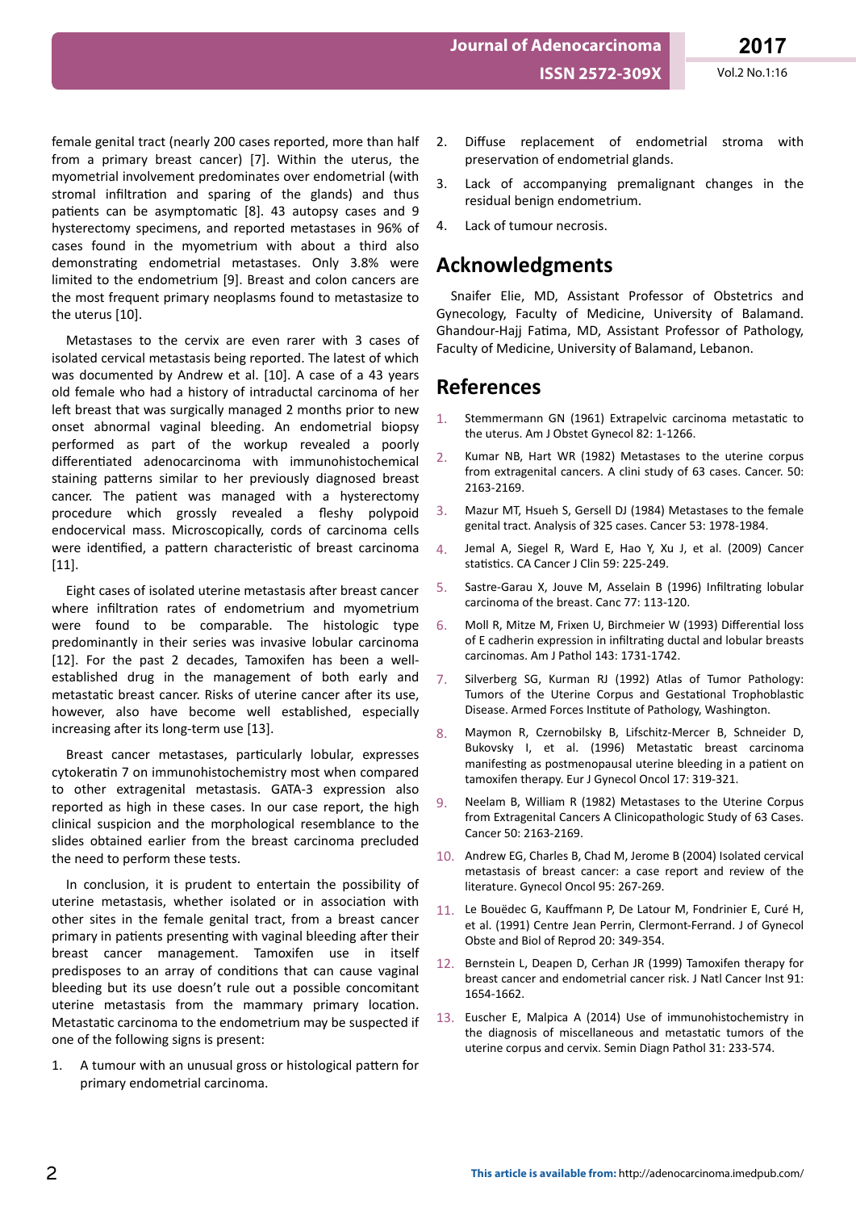female genital tract (nearly 200 cases reported, more than half from a primary breast cancer) [7]. Within the uterus, the myometrial involvement predominates over endometrial (with stromal infiltration and sparing of the glands) and thus patients can be asymptomatic [8]. 43 autopsy cases and 9 hysterectomy specimens, and reported metastases in 96% of cases found in the myometrium with about a third also demonstrating endometrial metastases. Only 3.8% were limited to the endometrium [9]. Breast and colon cancers are the most frequent primary neoplasms found to metastasize to the uterus [10].

Metastases to the cervix are even rarer with 3 cases of isolated cervical metastasis being reported. The latest of which was documented by Andrew et al. [10]. A case of a 43 years old female who had a history of intraductal carcinoma of her left breast that was surgically managed 2 months prior to new onset abnormal vaginal bleeding. An endometrial biopsy performed as part of the workup revealed a poorly differentiated adenocarcinoma with immunohistochemical staining patterns similar to her previously diagnosed breast cancer. The patient was managed with a hysterectomy procedure which grossly revealed a fleshy polypoid endocervical mass. Microscopically, cords of carcinoma cells were identified, a pattern characteristic of breast carcinoma [11].

Eight cases of isolated uterine metastasis after breast cancer where infiltration rates of endometrium and myometrium were found to be comparable. The histologic type predominantly in their series was invasive lobular carcinoma [12]. For the past 2 decades, Tamoxifen has been a well-established drug in the management of both early and metastatic breast cancer. Risks of uterine cancer after its use, however, also have become well established, especially increasing after its long-term use [13].

Breast cancer metastases, particularly lobular, expresses cytokeratin 7 on immunohistochemistry most when compared to other extragenital metastasis. GATA-3 expression also reported as high in these cases. In our case report, the high clinical suspicion and the morphological resemblance to the slides obtained earlier from the breast carcinoma precluded the need to perform these tests.

In conclusion, it is prudent to entertain the possibility of uterine metastasis, whether isolated or in association with other sites in the female genital tract, from a breast cancer primary in patients presenting with vaginal bleeding after their breast cancer management. Tamoxifen use in itself predisposes to an array of conditions that can cause vaginal bleeding but its use doesn't rule out a possible concomitant uterine metastasis from the mammary primary location. Metastatic carcinoma to the endometrium may be suspected if one of the following signs is present:

1. A tumour with an unusual gross or histological pattern for primary endometrial carcinoma.
2. Diffuse replacement of endometrial stroma with preservation of endometrial glands.
3. Lack of accompanying premalignant changes in the residual benign endometrium.
4. Lack of tumour necrosis.

## Acknowledgments

Snaifer Elie, MD, Assistant Professor of Obstetrics and Gynecology, Faculty of Medicine, University of Balamand. Ghandour-Hajj Fatima, MD, Assistant Professor of Pathology, Faculty of Medicine, University of Balamand, Lebanon.

## References

1. Stemmermann GN (1961) Extrapelvic carcinoma metastatic to the uterus. Am J Obstet Gynecol 82: 1-1266.
2. Kumar NB, Hart WR (1982) Metastases to the uterine corpus from extragenital cancers. A clini study of 63 cases. Cancer. 50: 2163-2169.
3. Mazur MT, Hsueh S, Gersell DJ (1984) Metastases to the female genital tract. Analysis of 325 cases. Cancer 53: 1978-1984.
4. Jemal A, Siegel R, Ward E, Hao Y, Xu J, et al. (2009) Cancer statistics. CA Cancer J Clin 59: 225-249.
5. Sastre-Garau X, Jouve M, Asselain B (1996) Infiltrating lobular carcinoma of the breast. Canc 77: 113-120.
6. Moll R, Mitze M, Frixen U, Birchmeier W (1993) Differential loss of E cadherin expression in infiltrating ductal and lobular breasts carcinomas. Am J Pathol 143: 1731-1742.
7. Silverberg SG, Kurman RJ (1992) Atlas of Tumor Pathology: Tumors of the Uterine Corpus and Gestational Trophoblastic Disease. Armed Forces Institute of Pathology, Washington.
8. Maymon R, Czernobilsky B, Lifschitz-Mercer B, Schneider D, Bukovsky I, et al. (1996) Metastatic breast carcinoma manifesting as postmenopausal uterine bleeding in a patient on tamoxifen therapy. Eur J Gynecol Oncol 17: 319-321.
9. Neelam B, William R (1982) Metastases to the Uterine Corpus from Extragenital Cancers A Clinicopathologic Study of 63 Cases. Cancer 50: 2163-2169.
10. Andrew EG, Charles B, Chad M, Jerome B (2004) Isolated cervical metastasis of breast cancer: a case report and review of the literature. Gynecol Oncol 95: 267-269.
11. Le Bouëdec G, Kauffmann P, De Latour M, Fondrinier E, Curé H, et al. (1991) Centre Jean Perrin, Clermont-Ferrand. J of Gynecol Obste and Biol of Reprod 20: 349-354.
12. Bernstein L, Deapen D, Cerhan JR (1999) Tamoxifen therapy for breast cancer and endometrial cancer risk. J Natl Cancer Inst 91: 1654-1662.
13. Euscher E, Malpica A (2014) Use of immunohistochemistry in the diagnosis of miscellaneous and metastatic tumors of the uterine corpus and cervix. Semin Diagn Pathol 31: 233-574.